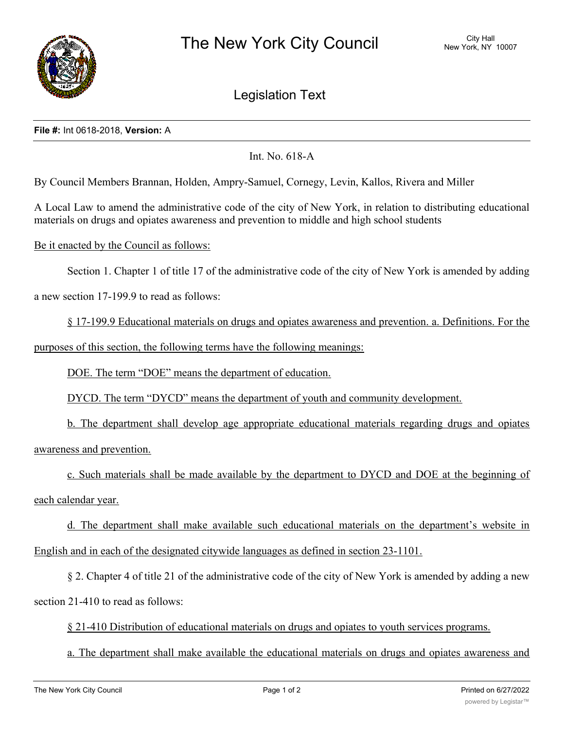# The New York City Council

City Hall
New York, NY 10007

## Legislation Text

**File #:** Int 0618-2018, **Version:** A

Int. No. 618-A

By Council Members Brannan, Holden, Ampry-Samuel, Cornegy, Levin, Kallos, Rivera and Miller

A Local Law to amend the administrative code of the city of New York, in relation to distributing educational materials on drugs and opiates awareness and prevention to middle and high school students

Be it enacted by the Council as follows:

Section 1. Chapter 1 of title 17 of the administrative code of the city of New York is amended by adding a new section 17-199.9 to read as follows:

§ 17-199.9 Educational materials on drugs and opiates awareness and prevention. a. Definitions. For the purposes of this section, the following terms have the following meanings:

DOE. The term "DOE" means the department of education.

DYCD. The term "DYCD" means the department of youth and community development.

b. The department shall develop age appropriate educational materials regarding drugs and opiates awareness and prevention.

c. Such materials shall be made available by the department to DYCD and DOE at the beginning of each calendar year.

d. The department shall make available such educational materials on the department's website in English and in each of the designated citywide languages as defined in section 23-1101.

§ 2. Chapter 4 of title 21 of the administrative code of the city of New York is amended by adding a new section 21-410 to read as follows:

§ 21-410 Distribution of educational materials on drugs and opiates to youth services programs.

a. The department shall make available the educational materials on drugs and opiates awareness and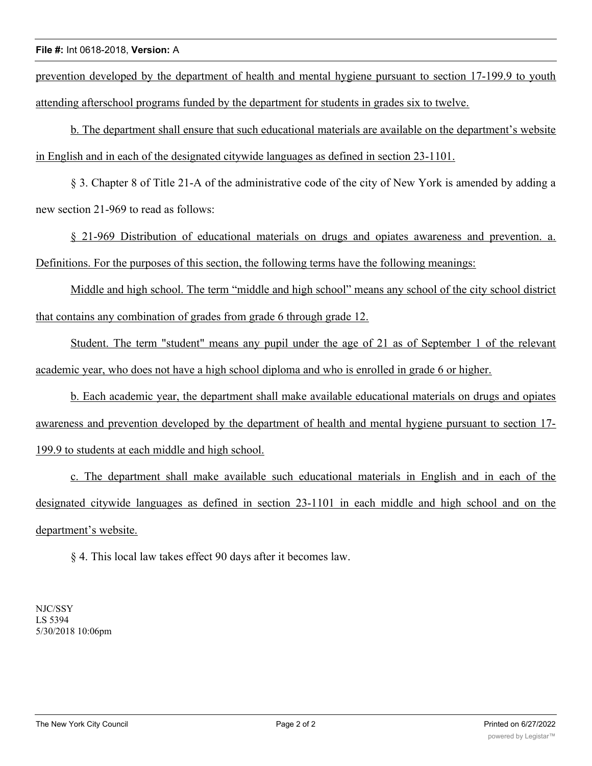prevention developed by the department of health and mental hygiene pursuant to section 17-199.9 to youth attending afterschool programs funded by the department for students in grades six to twelve.

b. The department shall ensure that such educational materials are available on the department's website in English and in each of the designated citywide languages as defined in section 23-1101.

§ 3. Chapter 8 of Title 21-A of the administrative code of the city of New York is amended by adding a new section 21-969 to read as follows:

§ 21-969 Distribution of educational materials on drugs and opiates awareness and prevention. a. Definitions. For the purposes of this section, the following terms have the following meanings:

Middle and high school. The term "middle and high school" means any school of the city school district that contains any combination of grades from grade 6 through grade 12.

Student. The term "student" means any pupil under the age of 21 as of September 1 of the relevant academic year, who does not have a high school diploma and who is enrolled in grade 6 or higher.

b. Each academic year, the department shall make available educational materials on drugs and opiates awareness and prevention developed by the department of health and mental hygiene pursuant to section 17-199.9 to students at each middle and high school.

c. The department shall make available such educational materials in English and in each of the designated citywide languages as defined in section 23-1101 in each middle and high school and on the department's website.

§ 4. This local law takes effect 90 days after it becomes law.

NJC/SSY
LS 5394
5/30/2018 10:06pm